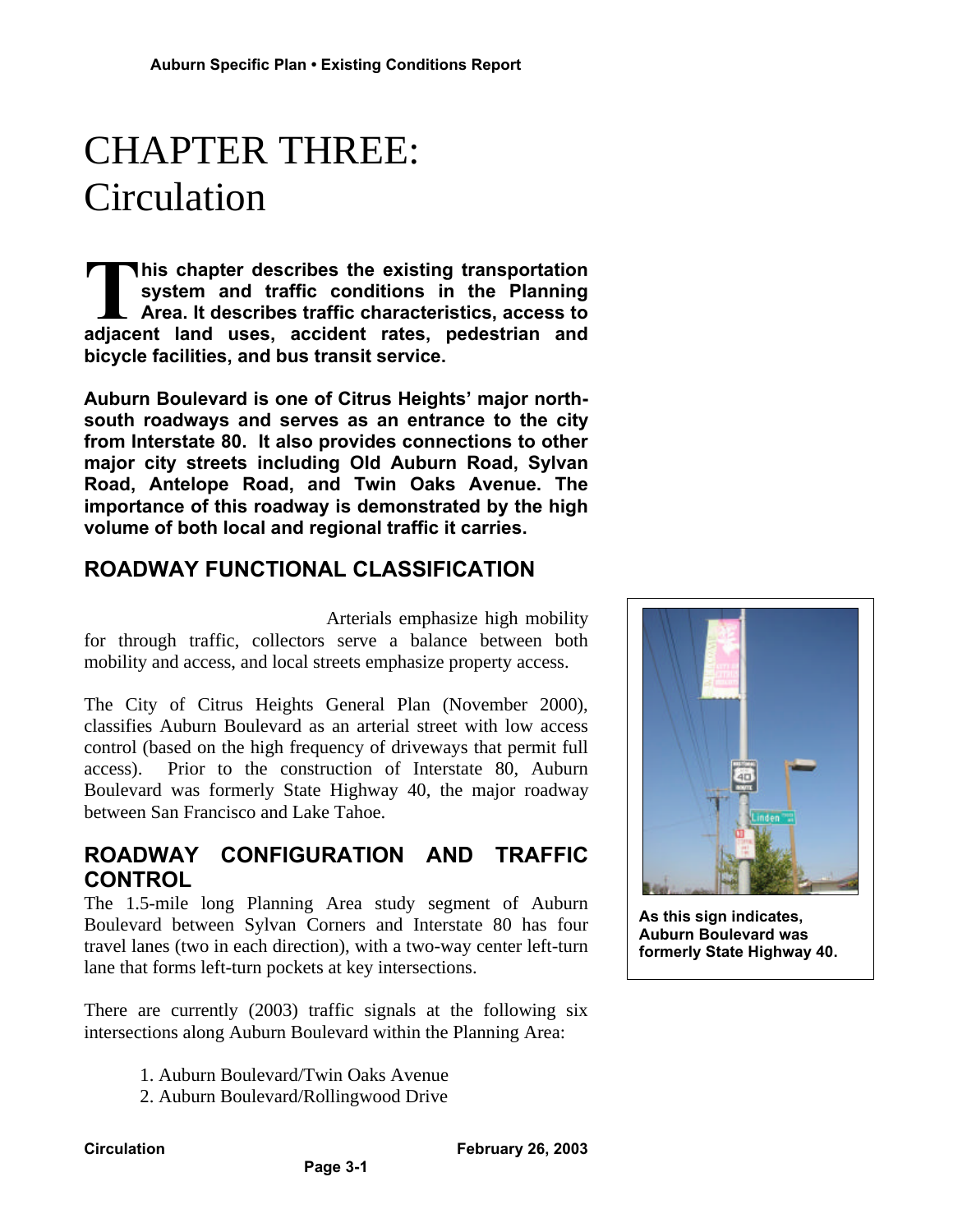// Auburn Specific Plan • Existing Conditions Report

# CHAPTER THREE: Circulation

**This chapter describes the existing transportation system and traffic conditions in the Planning Area. It describes traffic characteristics, access to adjacent land uses, accident rates, pedestrian and bicycle facilities, and bus transit service.**

**Auburn Boulevard is one of Citrus Heights' major north-south roadways and serves as an entrance to the city from Interstate 80. It also provides connections to other major city streets including Old Auburn Road, Sylvan Road, Antelope Road, and Twin Oaks Avenue. The importance of this roadway is demonstrated by the high volume of both local and regional traffic it carries.**

## ROADWAY FUNCTIONAL CLASSIFICATION

Arterials emphasize high mobility for through traffic, collectors serve a balance between both mobility and access, and local streets emphasize property access.

The City of Citrus Heights General Plan (November 2000), classifies Auburn Boulevard as an arterial street with low access control (based on the high frequency of driveways that permit full access). Prior to the construction of Interstate 80, Auburn Boulevard was formerly State Highway 40, the major roadway between San Francisco and Lake Tahoe.

**As this sign indicates, Auburn Boulevard was formerly State Highway 40.**

## ROADWAY CONFIGURATION AND TRAFFIC CONTROL

The 1.5-mile long Planning Area study segment of Auburn Boulevard between Sylvan Corners and Interstate 80 has four travel lanes (two in each direction), with a two-way center left-turn lane that forms left-turn pockets at key intersections.

There are currently (2003) traffic signals at the following six intersections along Auburn Boulevard within the Planning Area:

1. Auburn Boulevard/Twin Oaks Avenue
2. Auburn Boulevard/Rollingwood Drive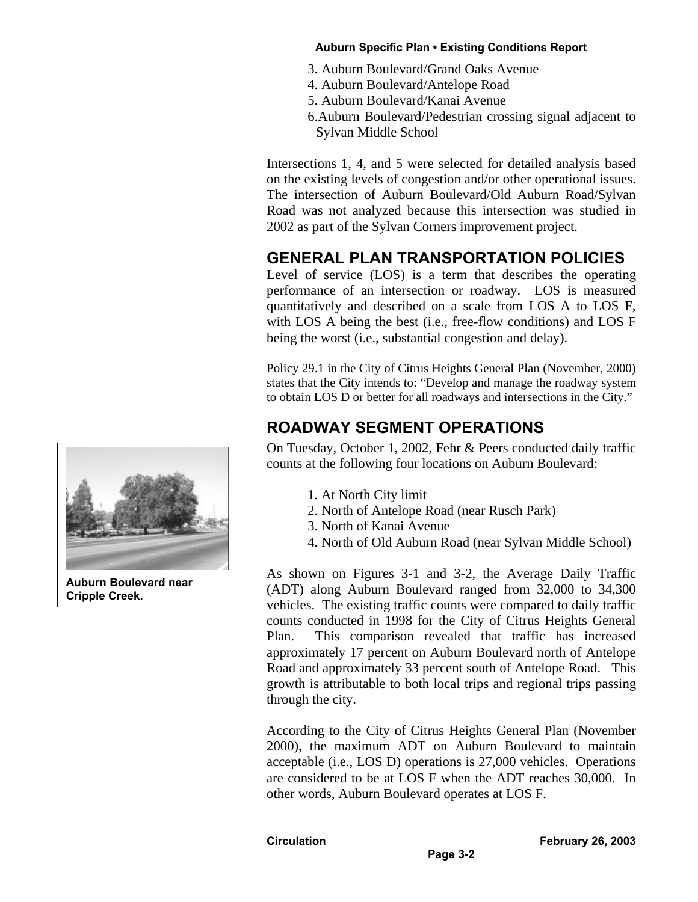3. Auburn Boulevard/Grand Oaks Avenue
4. Auburn Boulevard/Antelope Road
5. Auburn Boulevard/Kanai Avenue
6. Auburn Boulevard/Pedestrian crossing signal adjacent to Sylvan Middle School

Intersections 1, 4, and 5 were selected for detailed analysis based on the existing levels of congestion and/or other operational issues. The intersection of Auburn Boulevard/Old Auburn Road/Sylvan Road was not analyzed because this intersection was studied in 2002 as part of the Sylvan Corners improvement project.

## GENERAL PLAN TRANSPORTATION POLICIES

Level of service (LOS) is a term that describes the operating performance of an intersection or roadway. LOS is measured quantitatively and described on a scale from LOS A to LOS F, with LOS A being the best (i.e., free-flow conditions) and LOS F being the worst (i.e., substantial congestion and delay).

Policy 29.1 in the City of Citrus Heights General Plan (November, 2000) states that the City intends to: "Develop and manage the roadway system to obtain LOS D or better for all roadways and intersections in the City."

## ROADWAY SEGMENT OPERATIONS

On Tuesday, October 1, 2002, Fehr & Peers conducted daily traffic counts at the following four locations on Auburn Boulevard:

1. At North City limit
2. North of Antelope Road (near Rusch Park)
3. North of Kanai Avenue
4. North of Old Auburn Road (near Sylvan Middle School)

**Auburn Boulevard near Cripple Creek.**

As shown on Figures 3-1 and 3-2, the Average Daily Traffic (ADT) along Auburn Boulevard ranged from 32,000 to 34,300 vehicles. The existing traffic counts were compared to daily traffic counts conducted in 1998 for the City of Citrus Heights General Plan. This comparison revealed that traffic has increased approximately 17 percent on Auburn Boulevard north of Antelope Road and approximately 33 percent south of Antelope Road. This growth is attributable to both local trips and regional trips passing through the city.

According to the City of Citrus Heights General Plan (November 2000), the maximum ADT on Auburn Boulevard to maintain acceptable (i.e., LOS D) operations is 27,000 vehicles. Operations are considered to be at LOS F when the ADT reaches 30,000. In other words, Auburn Boulevard operates at LOS F.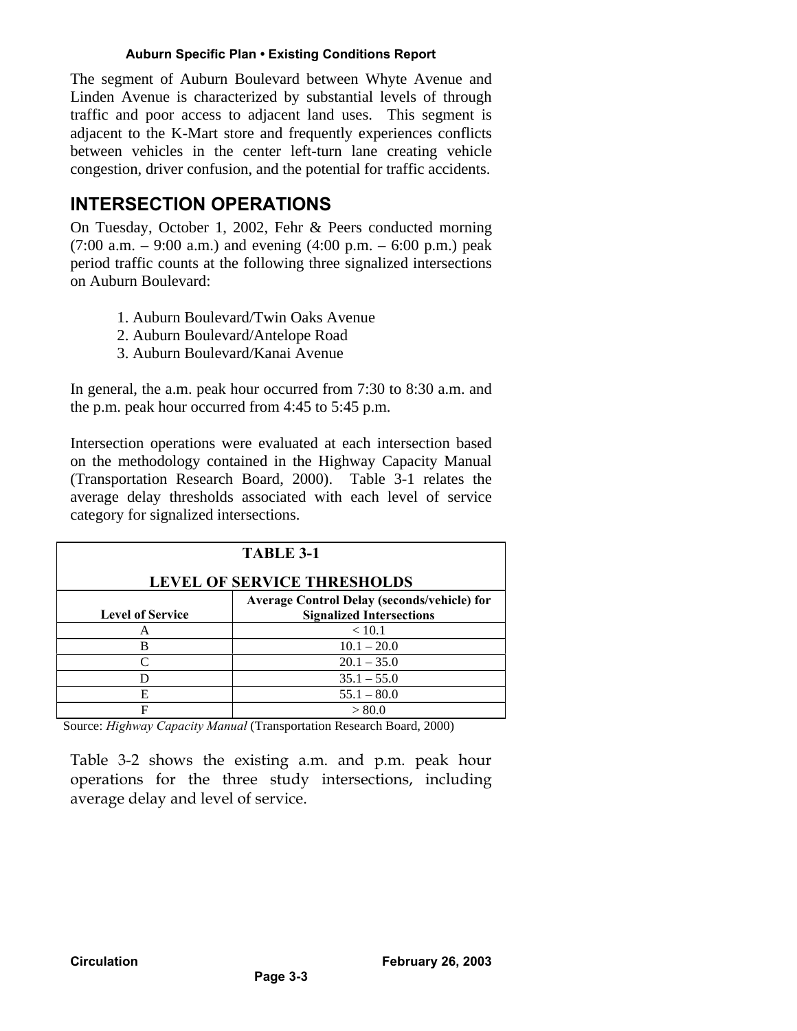The segment of Auburn Boulevard between Whyte Avenue and Linden Avenue is characterized by substantial levels of through traffic and poor access to adjacent land uses. This segment is adjacent to the K-Mart store and frequently experiences conflicts between vehicles in the center left-turn lane creating vehicle congestion, driver confusion, and the potential for traffic accidents.

## INTERSECTION OPERATIONS

On Tuesday, October 1, 2002, Fehr & Peers conducted morning (7:00 a.m. – 9:00 a.m.) and evening (4:00 p.m. – 6:00 p.m.) peak period traffic counts at the following three signalized intersections on Auburn Boulevard:

1. Auburn Boulevard/Twin Oaks Avenue
2. Auburn Boulevard/Antelope Road
3. Auburn Boulevard/Kanai Avenue

In general, the a.m. peak hour occurred from 7:30 to 8:30 a.m. and the p.m. peak hour occurred from 4:45 to 5:45 p.m.

Intersection operations were evaluated at each intersection based on the methodology contained in the Highway Capacity Manual (Transportation Research Board, 2000). Table 3-1 relates the average delay thresholds associated with each level of service category for signalized intersections.

**TABLE 3-1**

**LEVEL OF SERVICE THRESHOLDS**

| Level of Service | Average Control Delay (seconds/vehicle) for Signalized Intersections |
|---|---|
| A | < 10.1 |
| B | 10.1 – 20.0 |
| C | 20.1 – 35.0 |
| D | 35.1 – 55.0 |
| E | 55.1 – 80.0 |
| F | > 80.0 |

Source: *Highway Capacity Manual* (Transportation Research Board, 2000)

Table 3-2 shows the existing a.m. and p.m. peak hour operations for the three study intersections, including average delay and level of service.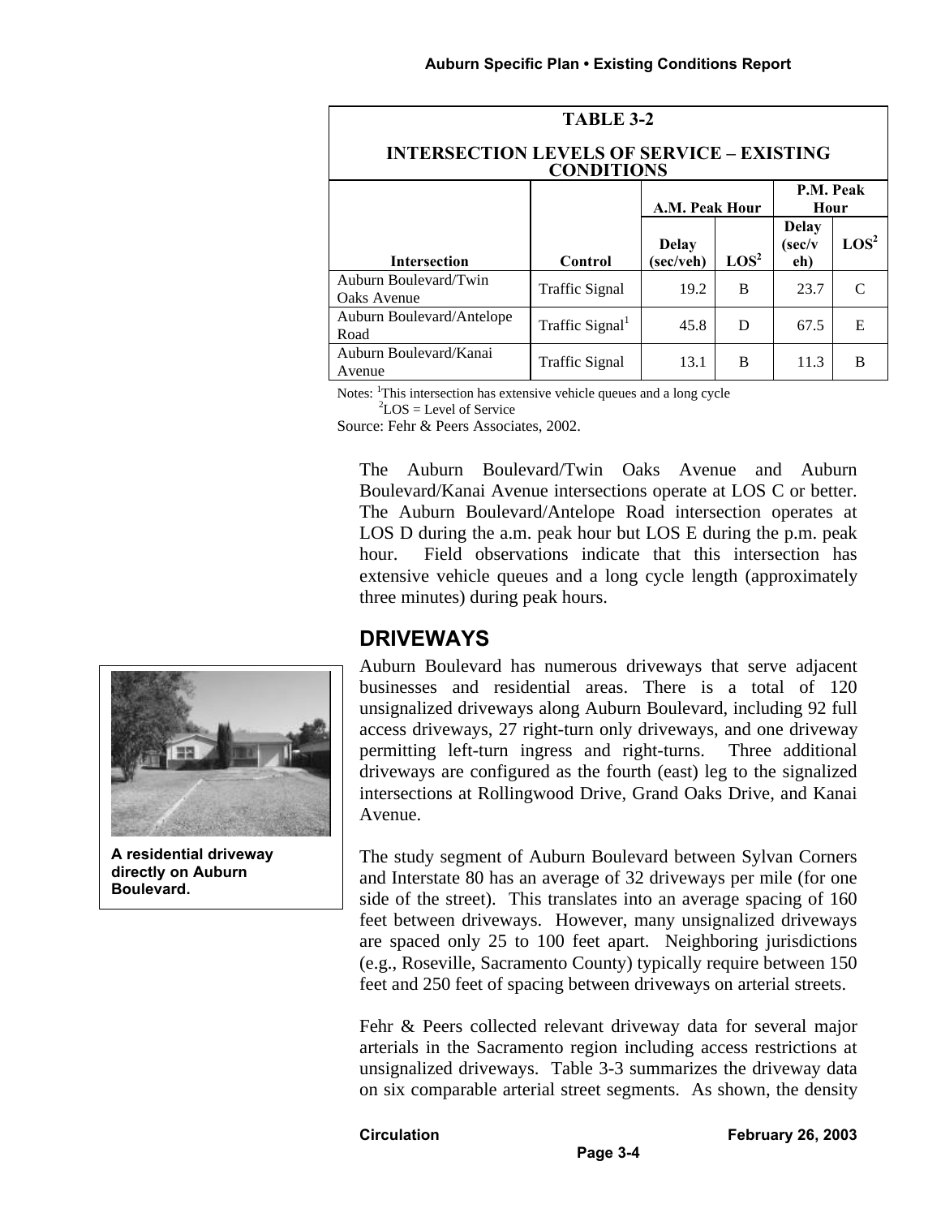| TABLE 3-2<br>INTERSECTION LEVELS OF SERVICE – EXISTING CONDITIONS | | | | | |
|---|---|---|---|---|---|
| | | A.M. Peak Hour | | P.M. Peak Hour | |
| Intersection | Control | Delay (sec/veh) | LOS[2] | Delay (sec/veh) | LOS[2] |
| Auburn Boulevard/Twin Oaks Avenue | Traffic Signal | 19.2 | B | 23.7 | C |
| Auburn Boulevard/Antelope Road | Traffic Signal[1] | 45.8 | D | 67.5 | E |
| Auburn Boulevard/Kanai Avenue | Traffic Signal | 13.1 | B | 11.3 | B |

Notes: [1]This intersection has extensive vehicle queues and a long cycle
[2]LOS = Level of Service
Source: Fehr & Peers Associates, 2002.

The Auburn Boulevard/Twin Oaks Avenue and Auburn Boulevard/Kanai Avenue intersections operate at LOS C or better. The Auburn Boulevard/Antelope Road intersection operates at LOS D during the a.m. peak hour but LOS E during the p.m. peak hour. Field observations indicate that this intersection has extensive vehicle queues and a long cycle length (approximately three minutes) during peak hours.

## DRIVEWAYS

Auburn Boulevard has numerous driveways that serve adjacent businesses and residential areas. There is a total of 120 unsignalized driveways along Auburn Boulevard, including 92 full access driveways, 27 right-turn only driveways, and one driveway permitting left-turn ingress and right-turns. Three additional driveways are configured as the fourth (east) leg to the signalized intersections at Rollingwood Drive, Grand Oaks Drive, and Kanai Avenue.

**A residential driveway directly on Auburn Boulevard.**

The study segment of Auburn Boulevard between Sylvan Corners and Interstate 80 has an average of 32 driveways per mile (for one side of the street). This translates into an average spacing of 160 feet between driveways. However, many unsignalized driveways are spaced only 25 to 100 feet apart. Neighboring jurisdictions (e.g., Roseville, Sacramento County) typically require between 150 feet and 250 feet of spacing between driveways on arterial streets.

Fehr & Peers collected relevant driveway data for several major arterials in the Sacramento region including access restrictions at unsignalized driveways. Table 3-3 summarizes the driveway data on six comparable arterial street segments. As shown, the density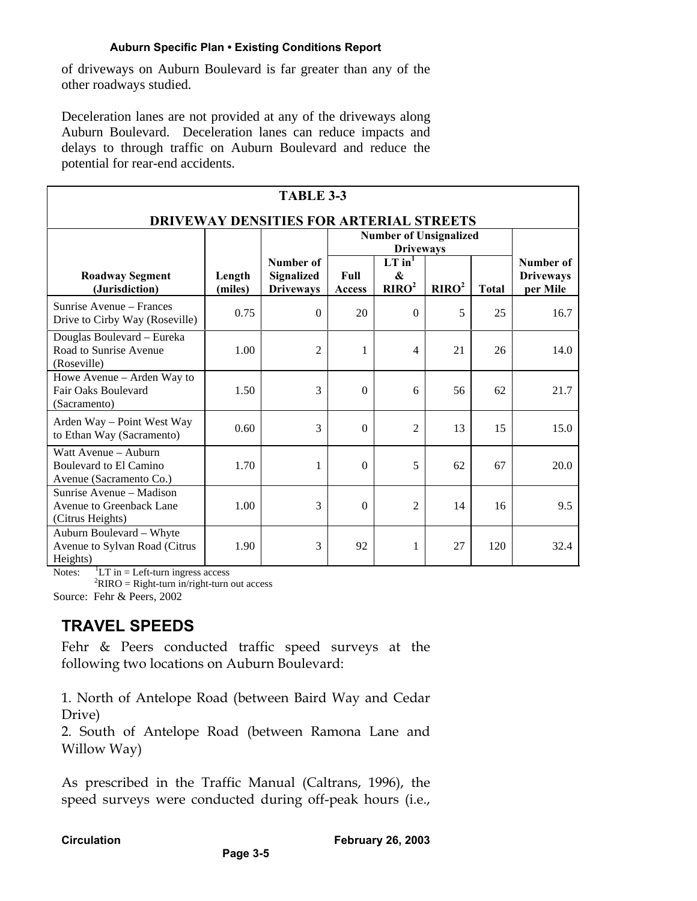of driveways on Auburn Boulevard is far greater than any of the other roadways studied.

Deceleration lanes are not provided at any of the driveways along Auburn Boulevard. Deceleration lanes can reduce impacts and delays to through traffic on Auburn Boulevard and reduce the potential for rear-end accidents.

**TABLE 3-3**

**DRIVEWAY DENSITIES FOR ARTERIAL STREETS**

| Roadway Segment (Jurisdiction) | Length (miles) | Number of Signalized Driveways | Number of Unsignalized Driveways | | | | Number of Driveways per Mile |
|---|---|---|---|---|---|---|---|
| | | | Full Access | LT in[1] & RIRO[2] | RIRO[2] | Total | |
| Sunrise Avenue – Frances Drive to Cirby Way (Roseville) | 0.75 | 0 | 20 | 0 | 5 | 25 | 16.7 |
| Douglas Boulevard – Eureka Road to Sunrise Avenue (Roseville) | 1.00 | 2 | 1 | 4 | 21 | 26 | 14.0 |
| Howe Avenue – Arden Way to Fair Oaks Boulevard (Sacramento) | 1.50 | 3 | 0 | 6 | 56 | 62 | 21.7 |
| Arden Way – Point West Way to Ethan Way (Sacramento) | 0.60 | 3 | 0 | 2 | 13 | 15 | 15.0 |
| Watt Avenue – Auburn Boulevard to El Camino Avenue (Sacramento Co.) | 1.70 | 1 | 0 | 5 | 62 | 67 | 20.0 |
| Sunrise Avenue – Madison Avenue to Greenback Lane (Citrus Heights) | 1.00 | 3 | 0 | 2 | 14 | 16 | 9.5 |
| Auburn Boulevard – Whyte Avenue to Sylvan Road (Citrus Heights) | 1.90 | 3 | 92 | 1 | 27 | 120 | 32.4 |

Notes: [1]LT in = Left-turn ingress access
[2]RIRO = Right-turn in/right-turn out access

Source: Fehr & Peers, 2002

## TRAVEL SPEEDS

Fehr & Peers conducted traffic speed surveys at the following two locations on Auburn Boulevard:

1. North of Antelope Road (between Baird Way and Cedar Drive)
2. South of Antelope Road (between Ramona Lane and Willow Way)

As prescribed in the Traffic Manual (Caltrans, 1996), the speed surveys were conducted during off-peak hours (i.e.,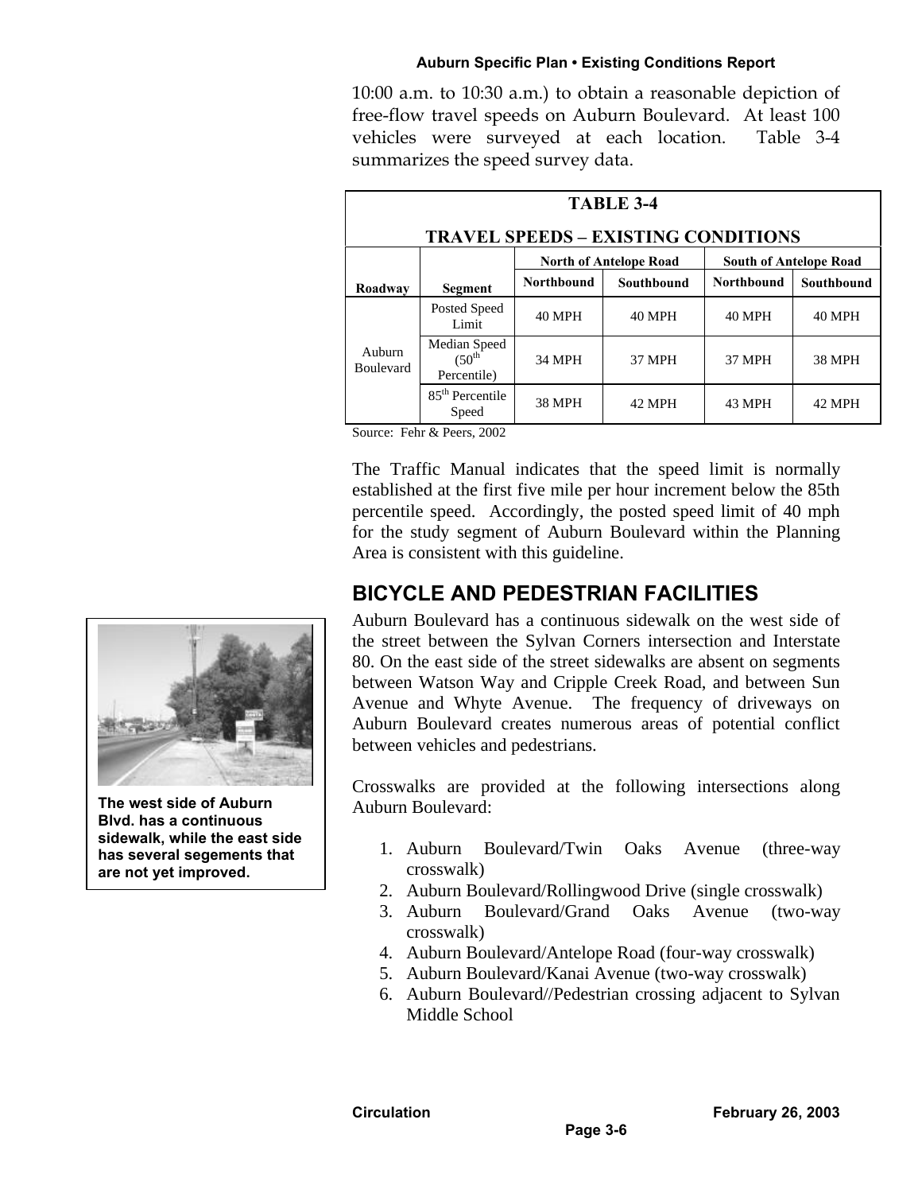10:00 a.m. to 10:30 a.m.) to obtain a reasonable depiction of free-flow travel speeds on Auburn Boulevard. At least 100 vehicles were surveyed at each location. Table 3-4 summarizes the speed survey data.

**TABLE 3-4**

**TRAVEL SPEEDS – EXISTING CONDITIONS**

| Roadway | Segment | North of Antelope Road | | South of Antelope Road | |
|---|---|---|---|---|---|
| | | Northbound | Southbound | Northbound | Southbound |
| Auburn Boulevard | Posted Speed Limit | 40 MPH | 40 MPH | 40 MPH | 40 MPH |
| | Median Speed (50th Percentile) | 34 MPH | 37 MPH | 37 MPH | 38 MPH |
| | 85th Percentile Speed | 38 MPH | 42 MPH | 43 MPH | 42 MPH |

Source: Fehr & Peers, 2002

The Traffic Manual indicates that the speed limit is normally established at the first five mile per hour increment below the 85th percentile speed. Accordingly, the posted speed limit of 40 mph for the study segment of Auburn Boulevard within the Planning Area is consistent with this guideline.

## BICYCLE AND PEDESTRIAN FACILITIES

Auburn Boulevard has a continuous sidewalk on the west side of the street between the Sylvan Corners intersection and Interstate 80. On the east side of the street sidewalks are absent on segments between Watson Way and Cripple Creek Road, and between Sun Avenue and Whyte Avenue. The frequency of driveways on Auburn Boulevard creates numerous areas of potential conflict between vehicles and pedestrians.

**The west side of Auburn Blvd. has a continuous sidewalk, while the east side has several segements that are not yet improved.**

Crosswalks are provided at the following intersections along Auburn Boulevard:

1. Auburn Boulevard/Twin Oaks Avenue (three-way crosswalk)
2. Auburn Boulevard/Rollingwood Drive (single crosswalk)
3. Auburn Boulevard/Grand Oaks Avenue (two-way crosswalk)
4. Auburn Boulevard/Antelope Road (four-way crosswalk)
5. Auburn Boulevard/Kanai Avenue (two-way crosswalk)
6. Auburn Boulevard//Pedestrian crossing adjacent to Sylvan Middle School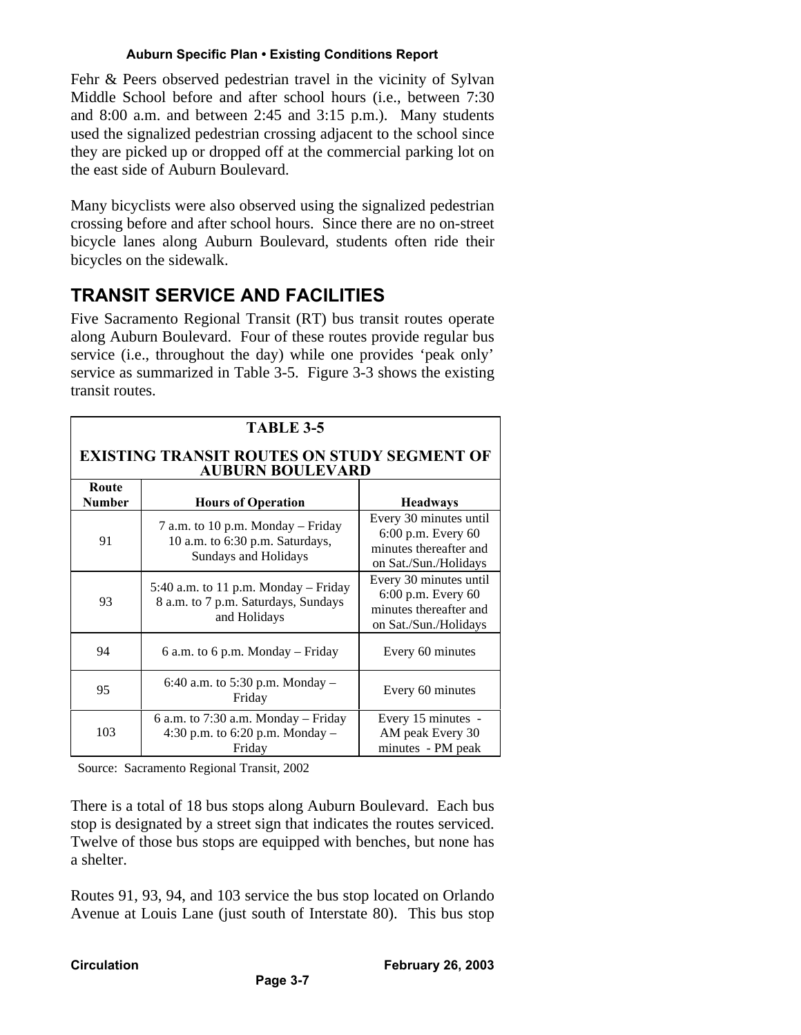Fehr & Peers observed pedestrian travel in the vicinity of Sylvan Middle School before and after school hours (i.e., between 7:30 and 8:00 a.m. and between 2:45 and 3:15 p.m.). Many students used the signalized pedestrian crossing adjacent to the school since they are picked up or dropped off at the commercial parking lot on the east side of Auburn Boulevard.

Many bicyclists were also observed using the signalized pedestrian crossing before and after school hours. Since there are no on-street bicycle lanes along Auburn Boulevard, students often ride their bicycles on the sidewalk.

## TRANSIT SERVICE AND FACILITIES

Five Sacramento Regional Transit (RT) bus transit routes operate along Auburn Boulevard. Four of these routes provide regular bus service (i.e., throughout the day) while one provides 'peak only' service as summarized in Table 3-5. Figure 3-3 shows the existing transit routes.

**TABLE 3-5**

**EXISTING TRANSIT ROUTES ON STUDY SEGMENT OF AUBURN BOULEVARD**

| Route Number | Hours of Operation | Headways |
|---|---|---|
| 91 | 7 a.m. to 10 p.m. Monday – Friday 10 a.m. to 6:30 p.m. Saturdays, Sundays and Holidays | Every 30 minutes until 6:00 p.m. Every 60 minutes thereafter and on Sat./Sun./Holidays |
| 93 | 5:40 a.m. to 11 p.m. Monday – Friday 8 a.m. to 7 p.m. Saturdays, Sundays and Holidays | Every 30 minutes until 6:00 p.m. Every 60 minutes thereafter and on Sat./Sun./Holidays |
| 94 | 6 a.m. to 6 p.m. Monday – Friday | Every 60 minutes |
| 95 | 6:40 a.m. to 5:30 p.m. Monday – Friday | Every 60 minutes |
| 103 | 6 a.m. to 7:30 a.m. Monday – Friday 4:30 p.m. to 6:20 p.m. Monday – Friday | Every 15 minutes - AM peak Every 30 minutes - PM peak |

Source: Sacramento Regional Transit, 2002

There is a total of 18 bus stops along Auburn Boulevard. Each bus stop is designated by a street sign that indicates the routes serviced. Twelve of those bus stops are equipped with benches, but none has a shelter.

Routes 91, 93, 94, and 103 service the bus stop located on Orlando Avenue at Louis Lane (just south of Interstate 80). This bus stop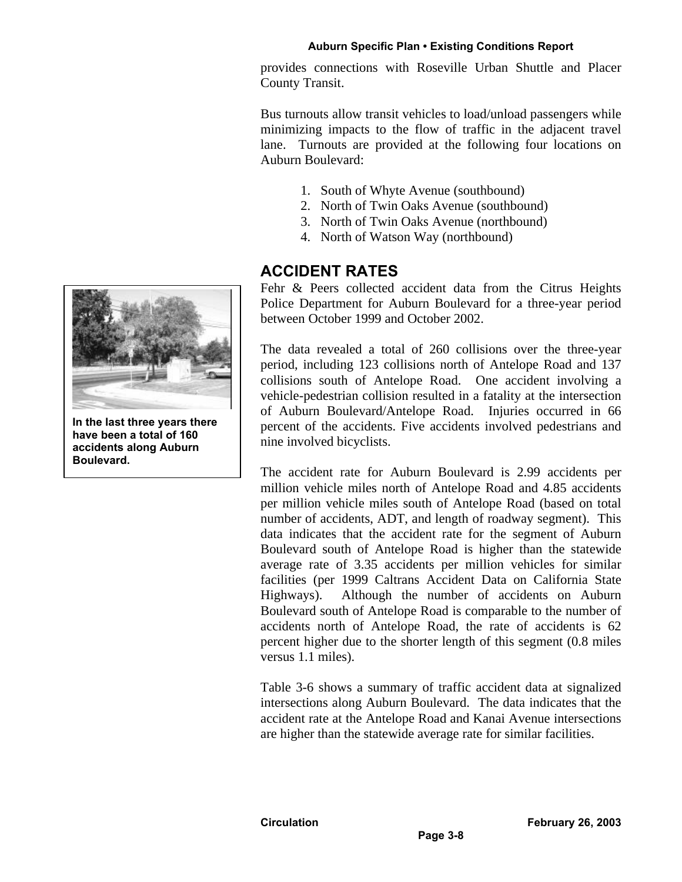provides connections with Roseville Urban Shuttle and Placer County Transit.

Bus turnouts allow transit vehicles to load/unload passengers while minimizing impacts to the flow of traffic in the adjacent travel lane. Turnouts are provided at the following four locations on Auburn Boulevard:

1. South of Whyte Avenue (southbound)
2. North of Twin Oaks Avenue (southbound)
3. North of Twin Oaks Avenue (northbound)
4. North of Watson Way (northbound)

## ACCIDENT RATES

**In the last three years there have been a total of 160 accidents along Auburn Boulevard.**

Fehr & Peers collected accident data from the Citrus Heights Police Department for Auburn Boulevard for a three-year period between October 1999 and October 2002.

The data revealed a total of 260 collisions over the three-year period, including 123 collisions north of Antelope Road and 137 collisions south of Antelope Road. One accident involving a vehicle-pedestrian collision resulted in a fatality at the intersection of Auburn Boulevard/Antelope Road. Injuries occurred in 66 percent of the accidents. Five accidents involved pedestrians and nine involved bicyclists.

The accident rate for Auburn Boulevard is 2.99 accidents per million vehicle miles north of Antelope Road and 4.85 accidents per million vehicle miles south of Antelope Road (based on total number of accidents, ADT, and length of roadway segment). This data indicates that the accident rate for the segment of Auburn Boulevard south of Antelope Road is higher than the statewide average rate of 3.35 accidents per million vehicles for similar facilities (per 1999 Caltrans Accident Data on California State Highways). Although the number of accidents on Auburn Boulevard south of Antelope Road is comparable to the number of accidents north of Antelope Road, the rate of accidents is 62 percent higher due to the shorter length of this segment (0.8 miles versus 1.1 miles).

Table 3-6 shows a summary of traffic accident data at signalized intersections along Auburn Boulevard. The data indicates that the accident rate at the Antelope Road and Kanai Avenue intersections are higher than the statewide average rate for similar facilities.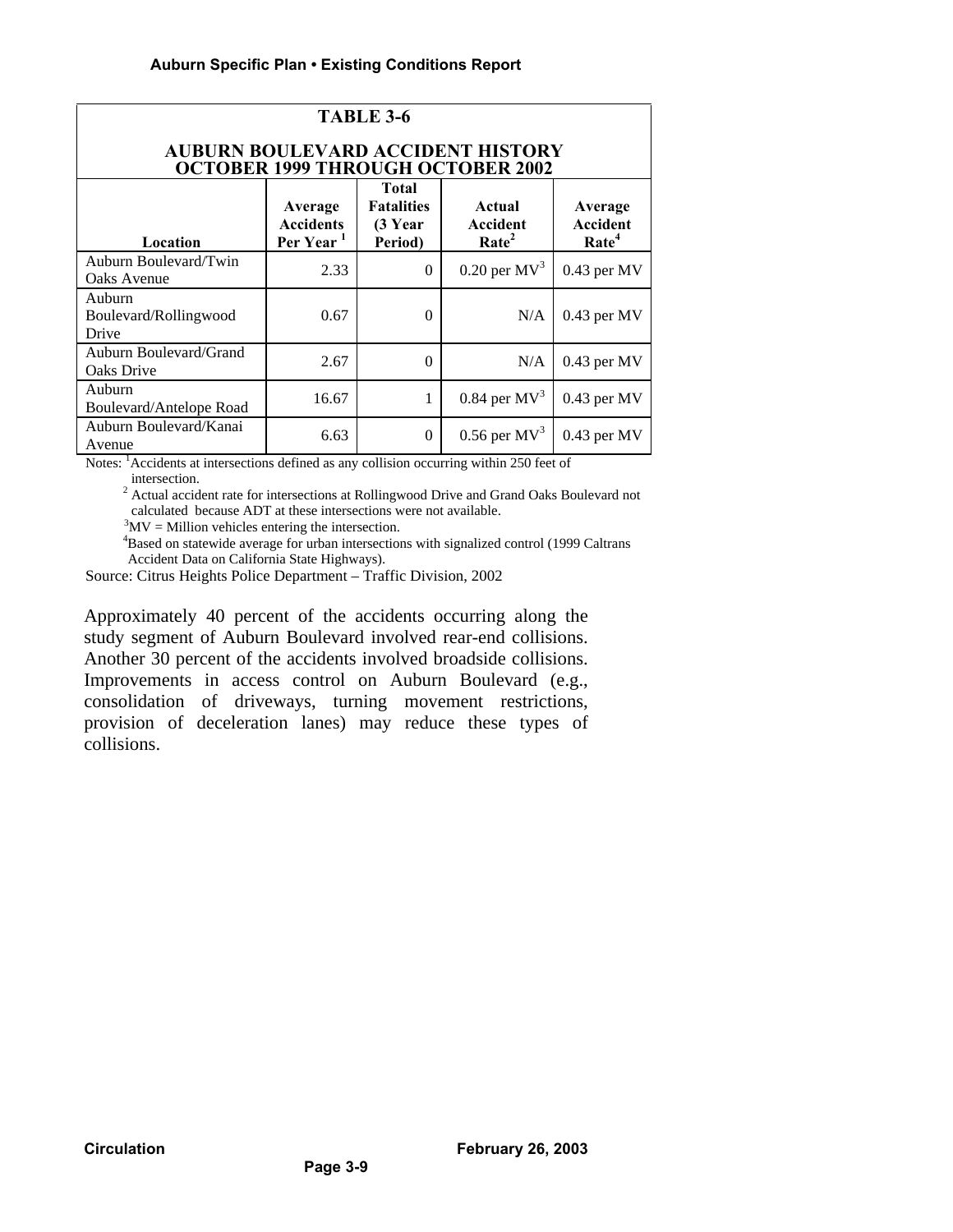**TABLE 3-6**

**AUBURN BOULEVARD ACCIDENT HISTORY OCTOBER 1999 THROUGH OCTOBER 2002**

| Location | Average Accidents Per Year [1] | Total Fatalities (3 Year Period) | Actual Accident Rate[2] | Average Accident Rate[4] |
|---|---|---|---|---|
| Auburn Boulevard/Twin Oaks Avenue | 2.33 | 0 | 0.20 per MV[3] | 0.43 per MV |
| Auburn Boulevard/Rollingwood Drive | 0.67 | 0 | N/A | 0.43 per MV |
| Auburn Boulevard/Grand Oaks Drive | 2.67 | 0 | N/A | 0.43 per MV |
| Auburn Boulevard/Antelope Road | 16.67 | 1 | 0.84 per MV[3] | 0.43 per MV |
| Auburn Boulevard/Kanai Avenue | 6.63 | 0 | 0.56 per MV[3] | 0.43 per MV |

Notes: [1]Accidents at intersections defined as any collision occurring within 250 feet of intersection.

[2] Actual accident rate for intersections at Rollingwood Drive and Grand Oaks Boulevard not calculated because ADT at these intersections were not available.

[3]MV = Million vehicles entering the intersection.

[4]Based on statewide average for urban intersections with signalized control (1999 Caltrans Accident Data on California State Highways).

Source: Citrus Heights Police Department – Traffic Division, 2002

Approximately 40 percent of the accidents occurring along the study segment of Auburn Boulevard involved rear-end collisions. Another 30 percent of the accidents involved broadside collisions. Improvements in access control on Auburn Boulevard (e.g., consolidation of driveways, turning movement restrictions, provision of deceleration lanes) may reduce these types of collisions.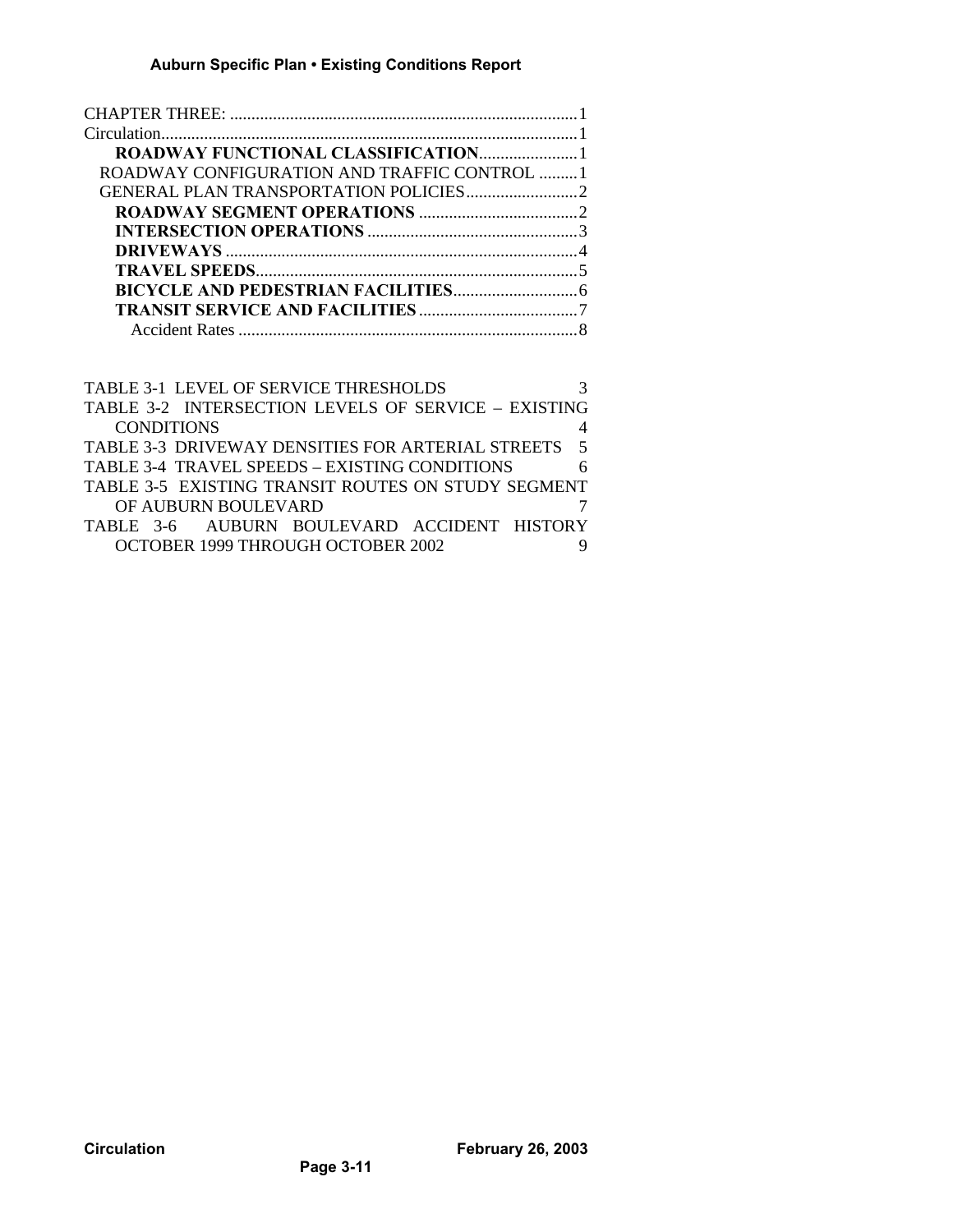CHAPTER THREE: ........................................................................................1
Circulation................................................................................................1
**ROADWAY FUNCTIONAL CLASSIFICATION**.......................1
ROADWAY CONFIGURATION AND TRAFFIC CONTROL .........1
GENERAL PLAN TRANSPORTATION POLICIES..........................2
**ROADWAY SEGMENT OPERATIONS** .....................................2
**INTERSECTION OPERATIONS** ................................................3
**DRIVEWAYS** .................................................................................4
**TRAVEL SPEEDS**..........................................................................5
**BICYCLE AND PEDESTRIAN FACILITIES**.............................6
**TRANSIT SERVICE AND FACILITIES**.....................................7
Accident Rates ...............................................................................8

TABLE 3-1 LEVEL OF SERVICE THRESHOLDS 3
TABLE 3-2 INTERSECTION LEVELS OF SERVICE – EXISTING CONDITIONS 4
TABLE 3-3 DRIVEWAY DENSITIES FOR ARTERIAL STREETS 5
TABLE 3-4 TRAVEL SPEEDS – EXISTING CONDITIONS 6
TABLE 3-5 EXISTING TRANSIT ROUTES ON STUDY SEGMENT OF AUBURN BOULEVARD 7
TABLE 3-6 AUBURN BOULEVARD ACCIDENT HISTORY OCTOBER 1999 THROUGH OCTOBER 2002 9